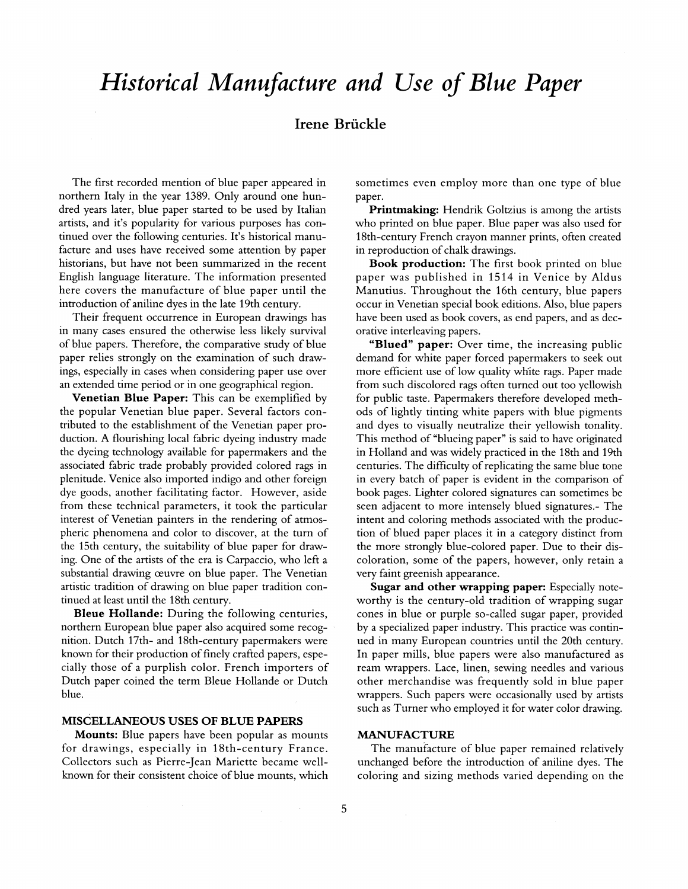# *Historical Manufacture and Use of Blue Paper*

## Irene Brückle

The first recorded mention of blue paper appeared in northern Italy in the year 1389. Only around one hundred years later, blue paper started to be used by Italian artists, and it's popularity for various purposes has continued over the following centuries. It's historical manufacture and uses have received some attention by paper historians, but have not been summarized in the recent English language literature. The information presented here covers the manufacture of blue paper until the introduction of aniline dyes in the late 19th century.

Their frequent occurrence in European drawings has in many cases ensured the otherwise less likely survival of blue papers. Therefore, the comparative study of blue paper relies strongly on the examination of such drawings, especially in cases when considering paper use over an extended time period or in one geographical region.

**Venetian Blue Paper:** This can be exemplified by the popular Venetian blue paper. Several factors contributed to the establishment of the Venetian paper production. A flourishing local fabric dyeing industry made the dyeing technology available for papermakers and the associated fabric trade probably provided colored rags in plenitude. Venice also imported indigo and other foreign dye goods, another facilitating factor. However, aside from these technical parameters, it took the particular interest of Venetian painters in the rendering of atmospheric phenomena and color to discover, at the turn of the 15th century, the suitability of blue paper for drawing. One of the artists of the era is Carpaccio, who left a substantial drawing œuvre on blue paper. The Venetian artistic tradition of drawing on blue paper tradition continued at least until the 18th century.

**Bleue Hollande:** During the following centuries, northern European blue paper also acquired some recognition. Dutch 17th- and 18th-century papermakers were known for their production of finely crafted papers, especially those of a purplish color. French importers of Dutch paper coined the term Bleue Hollande or Dutch blue.

### MISCELLANEOUS USES OF BLUE PAPERS

**Mounts:** Blue papers have been popular as mounts for drawings, especially in 18th-century France. Collectors such as Pierre-Jean Mariette became well-known for their consistent choice of blue mounts, which sometimes even employ more than one type of blue paper.

**Printmaking:** Hendrik Goltzius is among the artists who printed on blue paper. Blue paper was also used for 18th-century French crayon manner prints, often created in reproduction of chalk drawings.

**Book production:** The first book printed on blue paper was published in 1514 in Venice by Aldus Manutius. Throughout the 16th century, blue papers occur in Venetian special book editions. Also, blue papers have been used as book covers, as end papers, and as decorative interleaving papers.

**"Blued" paper:** Over time, the increasing public demand for white paper forced papermakers to seek out more efficient use of low quality white rags. Paper made from such discolored rags often turned out too yellowish for public taste. Papermakers therefore developed methods of lightly tinting white papers with blue pigments and dyes to visually neutralize their yellowish tonality. This method of "blueing paper" is said to have originated in Holland and was widely practiced in the 18th and 19th centuries. The difficulty of replicating the same blue tone in every batch of paper is evident in the comparison of book pages. Lighter colored signatures can sometimes be seen adjacent to more intensely blued signatures.- The intent and coloring methods associated with the production of blued paper places it in a category distinct from the more strongly blue-colored paper. Due to their discoloration, some of the papers, however, only retain a very faint greenish appearance.

**Sugar and other wrapping paper:** Especially noteworthy is the century-old tradition of wrapping sugar cones in blue or purple so-called sugar paper, provided by a specialized paper industry. This practice was continued in many European countries until the 20th century. In paper mills, blue papers were also manufactured as ream wrappers. Lace, linen, sewing needles and various other merchandise was frequently sold in blue paper wrappers. Such papers were occasionally used by artists such as Turner who employed it for water color drawing.

### MANUFACTURE

The manufacture of blue paper remained relatively unchanged before the introduction of aniline dyes. The coloring and sizing methods varied depending on the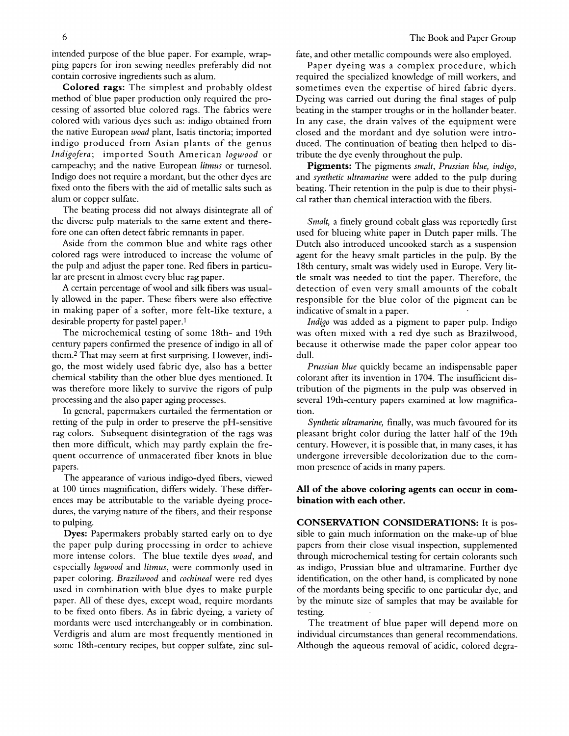intended purpose of the blue paper. For example, wrapping papers for iron sewing needles preferably did not contain corrosive ingredients such as alum.

**Colored rags:** The simplest and probably oldest method of blue paper production only required the processing of assorted blue colored rags. The fabrics were colored with various dyes such as: indigo obtained from the native European *woad* plant, Isatis tinctoria; imported indigo produced from Asian plants of the genus *Indigofera*; imported South American *logwood* or campeachy; and the native European *litmus* or turnesol. Indigo does not require a mordant, but the other dyes are fixed onto the fibers with the aid of metallic salts such as alum or copper sulfate.

The beating process did not always disintegrate all of the diverse pulp materials to the same extent and therefore one can often detect fabric remnants in paper.

Aside from the common blue and white rags other colored rags were introduced to increase the volume of the pulp and adjust the paper tone. Red fibers in particular are present in almost every blue rag paper.

A certain percentage of wool and silk fibers was usually allowed in the paper. These fibers were also effective in making paper of a softer, more felt-like texture, a desirable property for pastel paper.[1]

The microchemical testing of some 18th- and 19th century papers confirmed the presence of indigo in all of them.[2] That may seem at first surprising. However, indigo, the most widely used fabric dye, also has a better chemical stability than the other blue dyes mentioned. It was therefore more likely to survive the rigors of pulp processing and the also paper aging processes.

In general, papermakers curtailed the fermentation or retting of the pulp in order to preserve the pH-sensitive rag colors. Subsequent disintegration of the rags was then more difficult, which may partly explain the frequent occurrence of unmacerated fiber knots in blue papers.

The appearance of various indigo-dyed fibers, viewed at 100 times magnification, differs widely. These differences may be attributable to the variable dyeing procedures, the varying nature of the fibers, and their response to pulping.

**Dyes:** Papermakers probably started early on to dye the paper pulp during processing in order to achieve more intense colors. The blue textile dyes *woad*, and especially *logwood* and *litmus*, were commonly used in paper coloring. *Brazilwood* and *cochineal* were red dyes used in combination with blue dyes to make purple paper. All of these dyes, except woad, require mordants to be fixed onto fibers. As in fabric dyeing, a variety of mordants were used interchangeably or in combination. Verdigris and alum are most frequently mentioned in some 18th-century recipes, but copper sulfate, zinc sulfate, and other metallic compounds were also employed.

Paper dyeing was a complex procedure, which required the specialized knowledge of mill workers, and sometimes even the expertise of hired fabric dyers. Dyeing was carried out during the final stages of pulp beating in the stamper troughs or in the hollander beater. In any case, the drain valves of the equipment were closed and the mordant and dye solution were introduced. The continuation of beating then helped to distribute the dye evenly throughout the pulp.

**Pigments:** The pigments *smalt*, *Prussian blue*, *indigo*, and *synthetic ultramarine* were added to the pulp during beating. Their retention in the pulp is due to their physical rather than chemical interaction with the fibers.

*Smalt,* a finely ground cobalt glass was reportedly first used for blueing white paper in Dutch paper mills. The Dutch also introduced uncooked starch as a suspension agent for the heavy smalt particles in the pulp. By the 18th century, smalt was widely used in Europe. Very little smalt was needed to tint the paper. Therefore, the detection of even very small amounts of the cobalt responsible for the blue color of the pigment can be indicative of smalt in a paper.

*Indigo* was added as a pigment to paper pulp. Indigo was often mixed with a red dye such as Brazilwood, because it otherwise made the paper color appear too dull.

*Prussian blue* quickly became an indispensable paper colorant after its invention in 1704. The insufficient distribution of the pigments in the pulp was observed in several 19th-century papers examined at low magnification.

*Synthetic ultramarine,* finally, was much favoured for its pleasant bright color during the latter half of the 19th century. However, it is possible that, in many cases, it has undergone irreversible decolorization due to the common presence of acids in many papers.

**All of the above coloring agents can occur in combination with each other.**

**CONSERVATION CONSIDERATIONS:** It is possible to gain much information on the make-up of blue papers from their close visual inspection, supplemented through microchemical testing for certain colorants such as indigo, Prussian blue and ultramarine. Further dye identification, on the other hand, is complicated by none of the mordants being specific to one particular dye, and by the minute size of samples that may be available for testing.

The treatment of blue paper will depend more on individual circumstances than general recommendations. Although the aqueous removal of acidic, colored degra-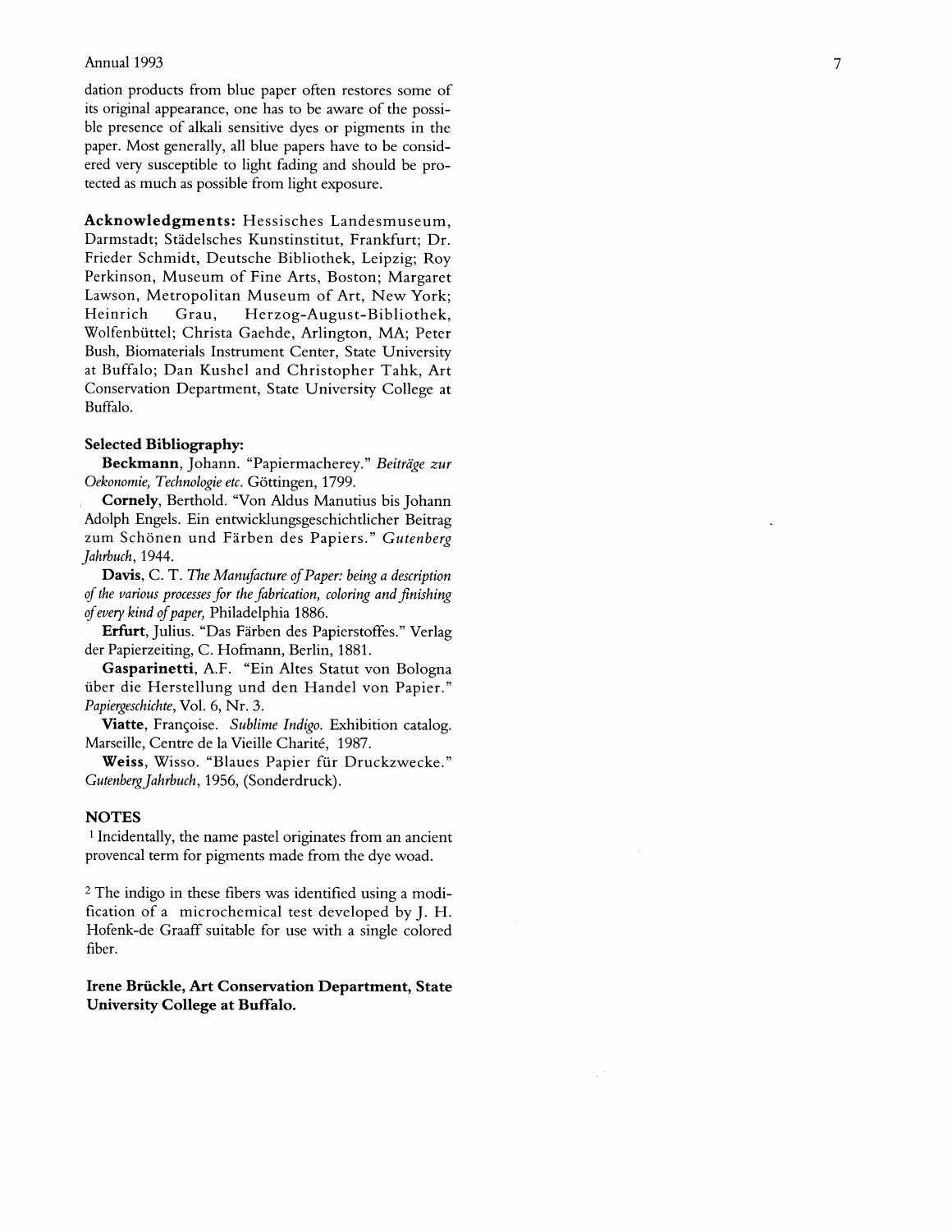dation products from blue paper often restores some of its original appearance, one has to be aware of the possible presence of alkali sensitive dyes or pigments in the paper. Most generally, all blue papers have to be considered very susceptible to light fading and should be protected as much as possible from light exposure.

**Acknowledgments:** Hessisches Landesmuseum, Darmstadt; Städelsches Kunstinstitut, Frankfurt; Dr. Frieder Schmidt, Deutsche Bibliothek, Leipzig; Roy Perkinson, Museum of Fine Arts, Boston; Margaret Lawson, Metropolitan Museum of Art, New York; Heinrich Grau, Herzog-August-Bibliothek, Wolfenbüttel; Christa Gaehde, Arlington, MA; Peter Bush, Biomaterials Instrument Center, State University at Buffalo; Dan Kushel and Christopher Tahk, Art Conservation Department, State University College at Buffalo.

**Selected Bibliography:**

**Beckmann**, Johann. "Papiermacherey." *Beiträge zur Oekonomie, Technologie etc.* Göttingen, 1799.

**Cornely**, Berthold. "Von Aldus Manutius bis Johann Adolph Engels. Ein entwicklungsgeschichtlicher Beitrag zum Schönen und Färben des Papiers." *Gutenberg Jahrbuch*, 1944.

**Davis**, C. T. *The Manufacture of Paper: being a description of the various processes for the fabrication, coloring and finishing of every kind of paper,* Philadelphia 1886.

**Erfurt**, Julius. "Das Färben des Papierstoffes." Verlag der Papierzeiting, C. Hofmann, Berlin, 1881.

**Gasparinetti**, A.F. "Ein Altes Statut von Bologna über die Herstellung und den Handel von Papier." *Papiergeschichte*, Vol. 6, Nr. 3.

**Viatte**, Françoise. *Sublime Indigo.* Exhibition catalog. Marseille, Centre de la Vieille Charité, 1987.

**Weiss**, Wisso. "Blaues Papier für Druckzwecke." *Gutenberg Jahrbuch*, 1956, (Sonderdruck).

**NOTES**

[1] Incidentally, the name pastel originates from an ancient provencal term for pigments made from the dye woad.

[2] The indigo in these fibers was identified using a modification of a microchemical test developed by J. H. Hofenk-de Graaff suitable for use with a single colored fiber.

**Irene Brückle, Art Conservation Department, State University College at Buffalo.**